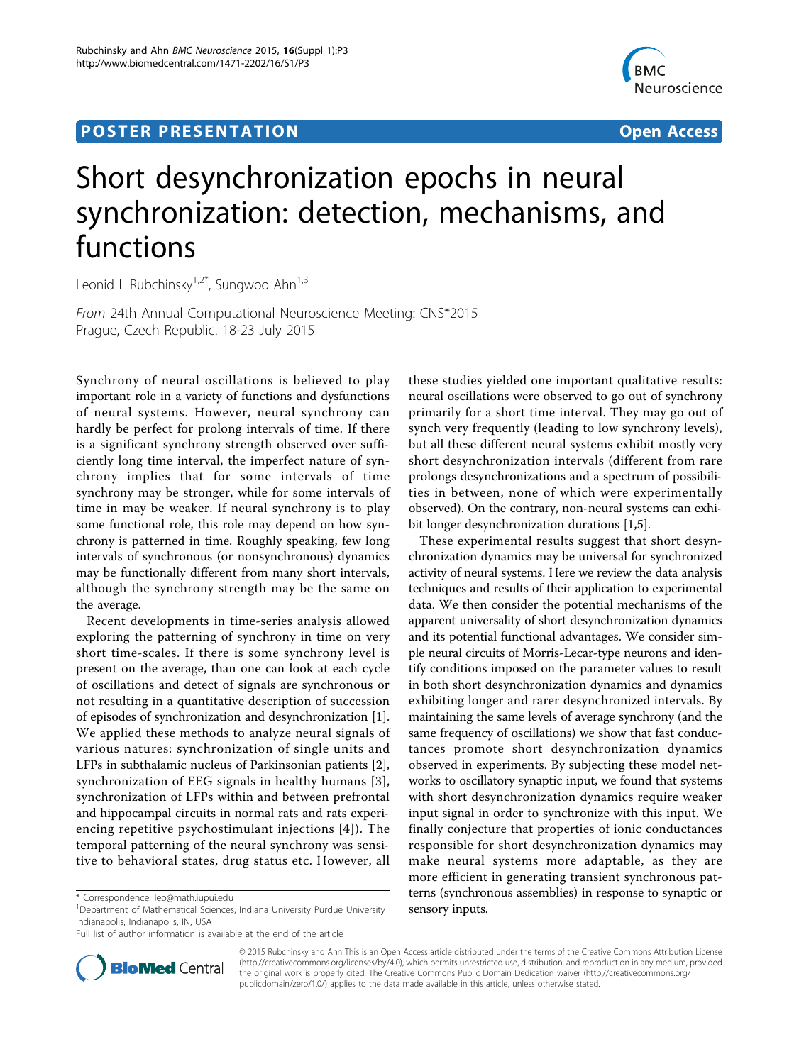**POSTER PRESENTATION** **Open Access**

# Short desynchronization epochs in neural synchronization: detection, mechanisms, and functions

Leonid L Rubchinsky[1,2*], Sungwoo Ahn[1,3]

*From* 24th Annual Computational Neuroscience Meeting: CNS*2015
Prague, Czech Republic. 18-23 July 2015

Synchrony of neural oscillations is believed to play important role in a variety of functions and dysfunctions of neural systems. However, neural synchrony can hardly be perfect for prolong intervals of time. If there is a significant synchrony strength observed over sufficiently long time interval, the imperfect nature of synchrony implies that for some intervals of time synchrony may be stronger, while for some intervals of time in may be weaker. If neural synchrony is to play some functional role, this role may depend on how synchrony is patterned in time. Roughly speaking, few long intervals of synchronous (or nonsynchronous) dynamics may be functionally different from many short intervals, although the synchrony strength may be the same on the average.

Recent developments in time-series analysis allowed exploring the patterning of synchrony in time on very short time-scales. If there is some synchrony level is present on the average, than one can look at each cycle of oscillations and detect of signals are synchronous or not resulting in a quantitative description of succession of episodes of synchronization and desynchronization [1]. We applied these methods to analyze neural signals of various natures: synchronization of single units and LFPs in subthalamic nucleus of Parkinsonian patients [2], synchronization of EEG signals in healthy humans [3], synchronization of LFPs within and between prefrontal and hippocampal circuits in normal rats and rats experiencing repetitive psychostimulant injections [4]). The temporal patterning of the neural synchrony was sensitive to behavioral states, drug status etc. However, all these studies yielded one important qualitative results: neural oscillations were observed to go out of synchrony primarily for a short time interval. They may go out of synch very frequently (leading to low synchrony levels), but all these different neural systems exhibit mostly very short desynchronization intervals (different from rare prolongs desynchronizations and a spectrum of possibilities in between, none of which were experimentally observed). On the contrary, non-neural systems can exhibit longer desynchronization durations [1,5].

These experimental results suggest that short desynchronization dynamics may be universal for synchronized activity of neural systems. Here we review the data analysis techniques and results of their application to experimental data. We then consider the potential mechanisms of the apparent universality of short desynchronization dynamics and its potential functional advantages. We consider simple neural circuits of Morris-Lecar-type neurons and identify conditions imposed on the parameter values to result in both short desynchronization dynamics and dynamics exhibiting longer and rarer desynchronized intervals. By maintaining the same levels of average synchrony (and the same frequency of oscillations) we show that fast conductances promote short desynchronization dynamics observed in experiments. By subjecting these model networks to oscillatory synaptic input, we found that systems with short desynchronization dynamics require weaker input signal in order to synchronize with this input. We finally conjecture that properties of ionic conductances responsible for short desynchronization dynamics may make neural systems more adaptable, as they are more efficient in generating transient synchronous patterns (synchronous assemblies) in response to synaptic or sensory inputs.

\* Correspondence: leo@math.iupui.edu
[1]Department of Mathematical Sciences, Indiana University Purdue University Indianapolis, Indianapolis, IN, USA
Full list of author information is available at the end of the article

© 2015 Rubchinsky and Ahn This is an Open Access article distributed under the terms of the Creative Commons Attribution License (http://creativecommons.org/licenses/by/4.0), which permits unrestricted use, distribution, and reproduction in any medium, provided the original work is properly cited. The Creative Commons Public Domain Dedication waiver (http://creativecommons.org/publicdomain/zero/1.0/) applies to the data made available in this article, unless otherwise stated.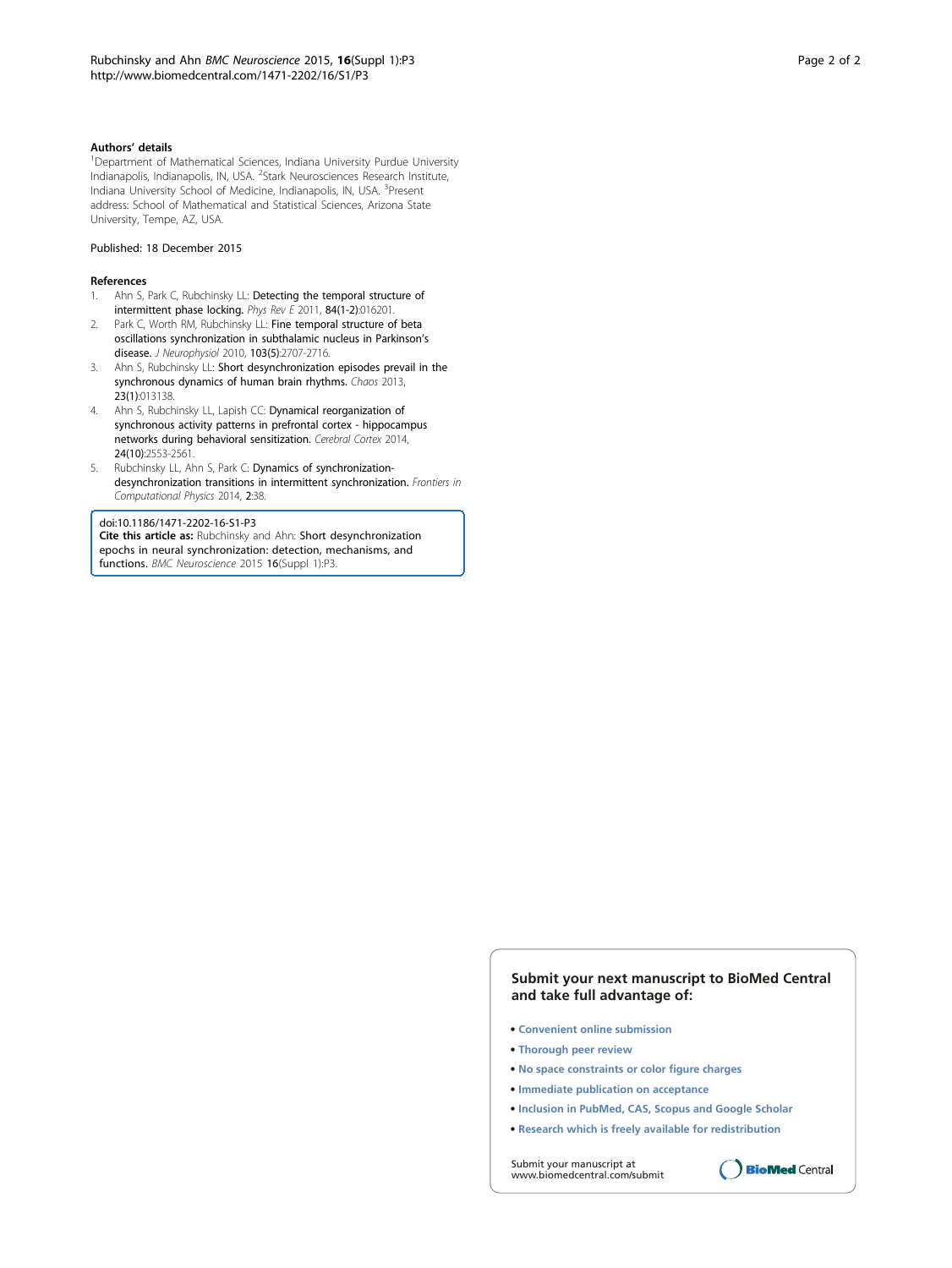### Authors' details

[1]Department of Mathematical Sciences, Indiana University Purdue University Indianapolis, Indianapolis, IN, USA. [2]Stark Neurosciences Research Institute, Indiana University School of Medicine, Indianapolis, IN, USA. [3]Present address: School of Mathematical and Statistical Sciences, Arizona State University, Tempe, AZ, USA.

Published: 18 December 2015

### References

1. Ahn S, Park C, Rubchinsky LL: **Detecting the temporal structure of intermittent phase locking.** *Phys Rev E* 2011, **84(1-2)**:016201.
2. Park C, Worth RM, Rubchinsky LL: **Fine temporal structure of beta oscillations synchronization in subthalamic nucleus in Parkinson's disease.** *J Neurophysiol* 2010, **103(5)**:2707-2716.
3. Ahn S, Rubchinsky LL: **Short desynchronization episodes prevail in the synchronous dynamics of human brain rhythms.** *Chaos* 2013, **23(1)**:013138.
4. Ahn S, Rubchinsky LL, Lapish CC: **Dynamical reorganization of synchronous activity patterns in prefrontal cortex - hippocampus networks during behavioral sensitization.** *Cerebral Cortex* 2014, **24(10)**:2553-2561.
5. Rubchinsky LL, Ahn S, Park C: **Dynamics of synchronization-desynchronization transitions in intermittent synchronization.** *Frontiers in Computational Physics* 2014, **2**:38.

doi:10.1186/1471-2202-16-S1-P3

**Cite this article as:** Rubchinsky and Ahn: **Short desynchronization epochs in neural synchronization: detection, mechanisms, and functions.** *BMC Neuroscience* 2015 **16**(Suppl 1):P3.

**Submit your next manuscript to BioMed Central and take full advantage of:**

- **Convenient online submission**
- **Thorough peer review**
- **No space constraints or color figure charges**
- **Immediate publication on acceptance**
- **Inclusion in PubMed, CAS, Scopus and Google Scholar**
- **Research which is freely available for redistribution**

Submit your manuscript at www.biomedcentral.com/submit

BioMed Central